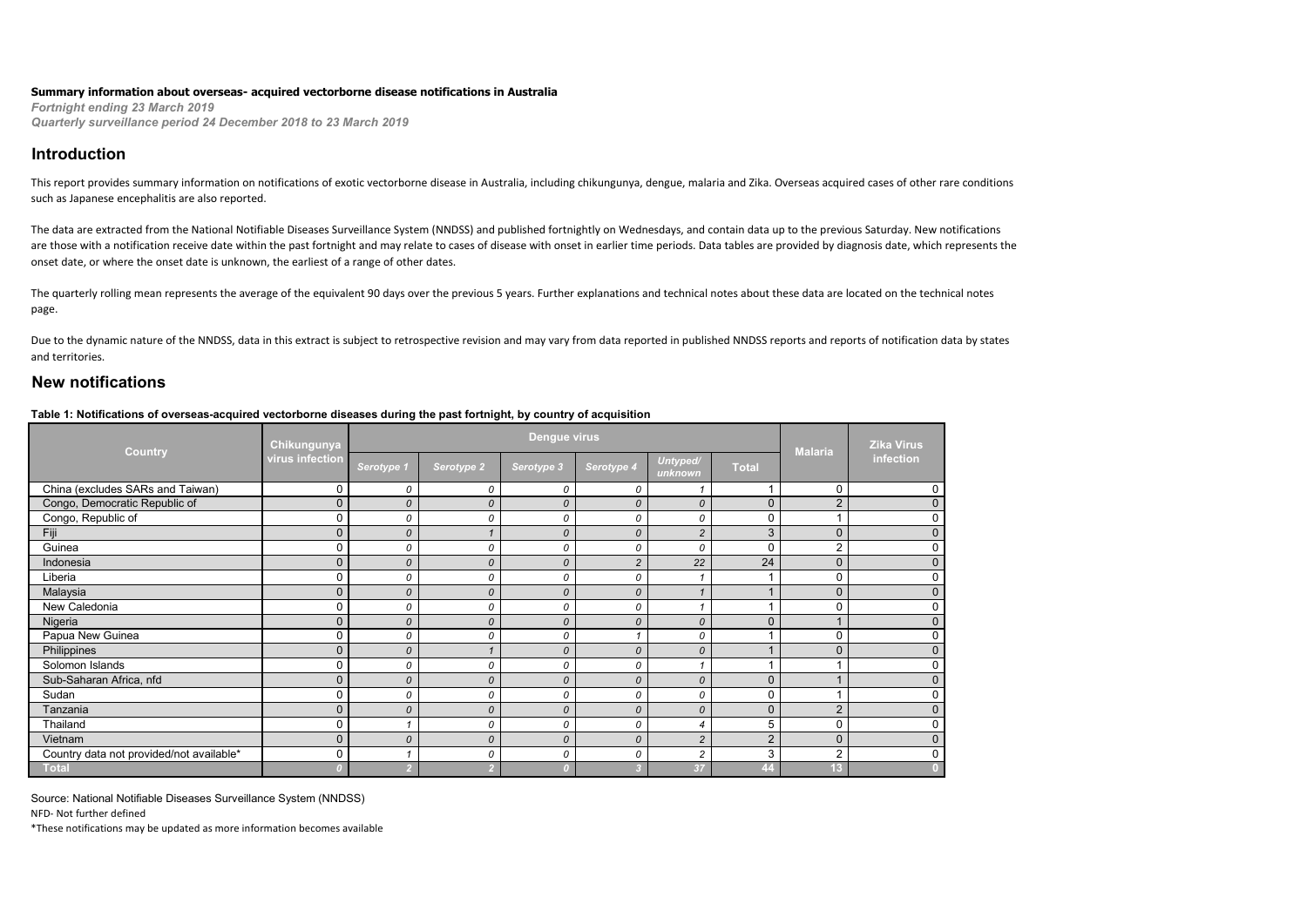**Summary information about overseas- acquired vectorborne disease notifications in Australia**

*Fortnight ending 23 March 2019*

*Quarterly surveillance period 24 December 2018 to 23 March 2019*

## Introduction

This report provides summary information on notifications of exotic vectorborne disease in Australia, including chikungunya, dengue, malaria and Zika. Overseas acquired cases of other rare conditions such as Japanese encephalitis are also reported.

The data are extracted from the National Notifiable Diseases Surveillance System (NNDSS) and published fortnightly on Wednesdays, and contain data up to the previous Saturday. New notifications are those with a notification receive date within the past fortnight and may relate to cases of disease with onset in earlier time periods. Data tables are provided by diagnosis date, which represents the onset date, or where the onset date is unknown, the earliest of a range of other dates.

The quarterly rolling mean represents the average of the equivalent 90 days over the previous 5 years. Further explanations and technical notes about these data are located on the technical notes page.

Due to the dynamic nature of the NNDSS, data in this extract is subject to retrospective revision and may vary from data reported in published NNDSS reports and reports of notification data by states and territories.

## New notifications

**Table 1: Notifications of overseas-acquired vectorborne diseases during the past fortnight, by country of acquisition**

| Country | Chikungunya virus infection | Dengue virus | | | | | | Malaria | Zika Virus infection |
|---|---|---|---|---|---|---|---|---|---|
| | | *Serotype 1* | *Serotype 2* | *Serotype 3* | *Serotype 4* | *Untyped/ unknown* | Total | | |
| China (excludes SARs and Taiwan) | 0 | *0* | *0* | *0* | *0* | *1* | 1 | 0 | 0 |
| Congo, Democratic Republic of | 0 | *0* | *0* | *0* | *0* | *0* | 0 | 2 | 0 |
| Congo, Republic of | 0 | *0* | *0* | *0* | *0* | *0* | 0 | 1 | 0 |
| Fiji | 0 | *0* | *1* | *0* | *0* | *2* | 3 | 0 | 0 |
| Guinea | 0 | *0* | *0* | *0* | *0* | *0* | 0 | 2 | 0 |
| Indonesia | 0 | *0* | *0* | *0* | *2* | *22* | 24 | 0 | 0 |
| Liberia | 0 | *0* | *0* | *0* | *0* | *1* | 1 | 0 | 0 |
| Malaysia | 0 | *0* | *0* | *0* | *0* | *1* | 1 | 0 | 0 |
| New Caledonia | 0 | *0* | *0* | *0* | *0* | *1* | 1 | 0 | 0 |
| Nigeria | 0 | *0* | *0* | *0* | *0* | *0* | 0 | 1 | 0 |
| Papua New Guinea | 0 | *0* | *0* | *0* | *1* | *0* | 1 | 0 | 0 |
| Philippines | 0 | *0* | *1* | *0* | *0* | *0* | 1 | 0 | 0 |
| Solomon Islands | 0 | *0* | *0* | *0* | *0* | *1* | 1 | 1 | 0 |
| Sub-Saharan Africa, nfd | 0 | *0* | *0* | *0* | *0* | *0* | 0 | 1 | 0 |
| Sudan | 0 | *0* | *0* | *0* | *0* | *0* | 0 | 1 | 0 |
| Tanzania | 0 | *0* | *0* | *0* | *0* | *0* | 0 | 2 | 0 |
| Thailand | 0 | *1* | *0* | *0* | *0* | *4* | 5 | 0 | 0 |
| Vietnam | 0 | *0* | *0* | *0* | *0* | *2* | 2 | 0 | 0 |
| Country data not provided/not available* | 0 | *1* | *0* | *0* | *0* | *2* | 3 | 2 | 0 |
| **Total** | **0** | **2** | **2** | **0** | **3** | **37** | **44** | **13** | **0** |

Source: National Notifiable Diseases Surveillance System (NNDSS)

NFD- Not further defined

*These notifications may be updated as more information becomes available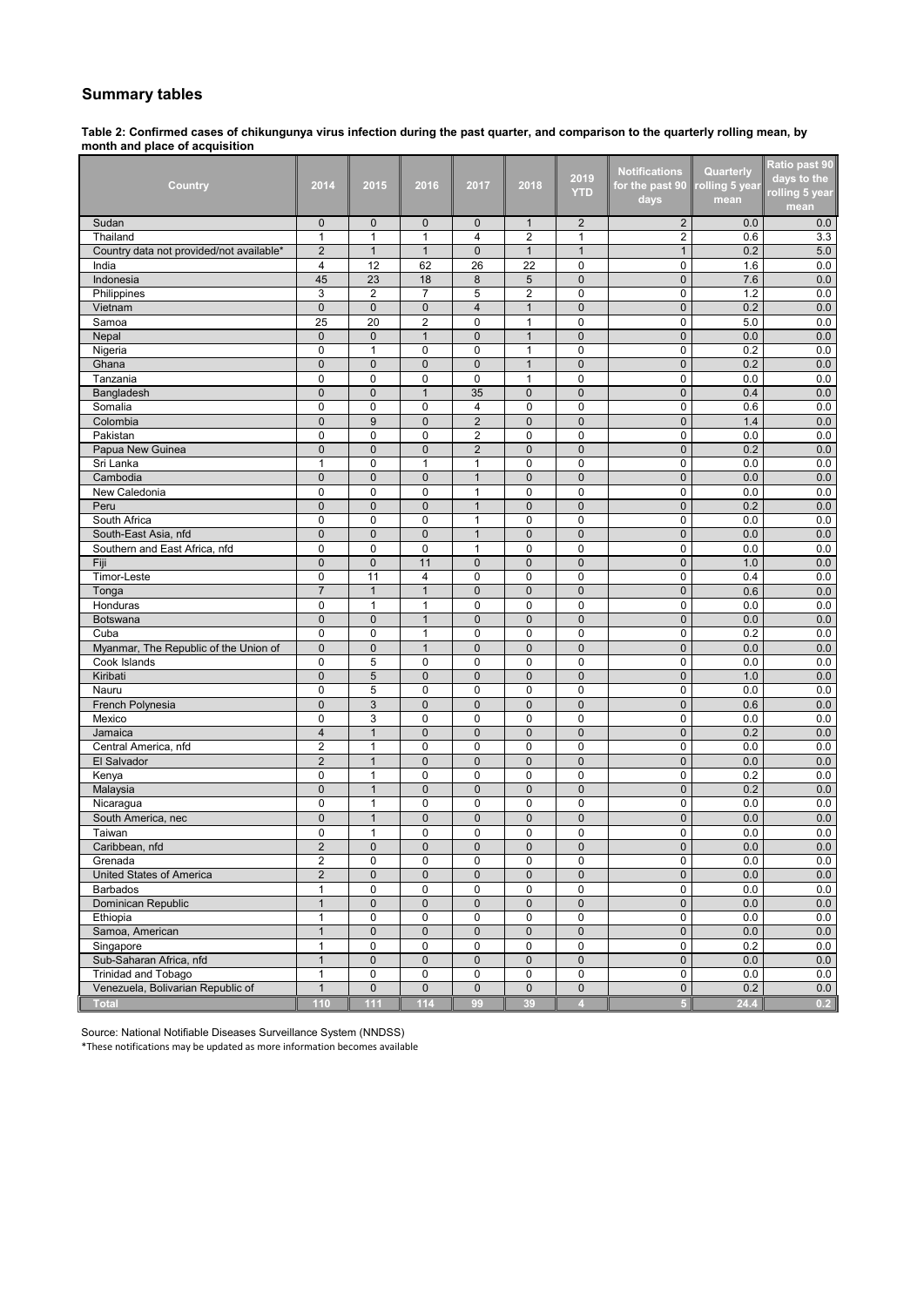## Summary tables

**Table 2: Confirmed cases of chikungunya virus infection during the past quarter, and comparison to the quarterly rolling mean, by month and place of acquisition**

| Country | 2014 | 2015 | 2016 | 2017 | 2018 | 2019 YTD | Notifications for the past 90 days | Quarterly rolling 5 year mean | Ratio past 90 days to the rolling 5 year mean |
|---|---|---|---|---|---|---|---|---|---|
| Sudan | 0 | 0 | 0 | 0 | 1 | 2 | 2 | 0.0 | 0.0 |
| Thailand | 1 | 1 | 1 | 4 | 2 | 1 | 2 | 0.6 | 3.3 |
| Country data not provided/not available* | 2 | 1 | 1 | 0 | 1 | 1 | 1 | 0.2 | 5.0 |
| India | 4 | 12 | 62 | 26 | 22 | 0 | 0 | 1.6 | 0.0 |
| Indonesia | 45 | 23 | 18 | 8 | 5 | 0 | 0 | 7.6 | 0.0 |
| Philippines | 3 | 2 | 7 | 5 | 2 | 0 | 0 | 1.2 | 0.0 |
| Vietnam | 0 | 0 | 0 | 4 | 1 | 0 | 0 | 0.2 | 0.0 |
| Samoa | 25 | 20 | 2 | 0 | 1 | 0 | 0 | 5.0 | 0.0 |
| Nepal | 0 | 0 | 1 | 0 | 1 | 0 | 0 | 0.0 | 0.0 |
| Nigeria | 0 | 1 | 0 | 0 | 1 | 0 | 0 | 0.2 | 0.0 |
| Ghana | 0 | 0 | 0 | 0 | 1 | 0 | 0 | 0.2 | 0.0 |
| Tanzania | 0 | 0 | 0 | 0 | 1 | 0 | 0 | 0.0 | 0.0 |
| Bangladesh | 0 | 0 | 1 | 35 | 0 | 0 | 0 | 0.4 | 0.0 |
| Somalia | 0 | 0 | 0 | 4 | 0 | 0 | 0 | 0.6 | 0.0 |
| Colombia | 0 | 9 | 0 | 2 | 0 | 0 | 0 | 1.4 | 0.0 |
| Pakistan | 0 | 0 | 0 | 2 | 0 | 0 | 0 | 0.0 | 0.0 |
| Papua New Guinea | 0 | 0 | 0 | 2 | 0 | 0 | 0 | 0.2 | 0.0 |
| Sri Lanka | 1 | 0 | 1 | 1 | 0 | 0 | 0 | 0.0 | 0.0 |
| Cambodia | 0 | 0 | 0 | 1 | 0 | 0 | 0 | 0.0 | 0.0 |
| New Caledonia | 0 | 0 | 0 | 1 | 0 | 0 | 0 | 0.0 | 0.0 |
| Peru | 0 | 0 | 0 | 1 | 0 | 0 | 0 | 0.2 | 0.0 |
| South Africa | 0 | 0 | 0 | 1 | 0 | 0 | 0 | 0.0 | 0.0 |
| South-East Asia, nfd | 0 | 0 | 0 | 1 | 0 | 0 | 0 | 0.0 | 0.0 |
| Southern and East Africa, nfd | 0 | 0 | 0 | 1 | 0 | 0 | 0 | 0.0 | 0.0 |
| Fiji | 0 | 0 | 11 | 0 | 0 | 0 | 0 | 1.0 | 0.0 |
| Timor-Leste | 0 | 11 | 4 | 0 | 0 | 0 | 0 | 0.4 | 0.0 |
| Tonga | 7 | 1 | 1 | 0 | 0 | 0 | 0 | 0.6 | 0.0 |
| Honduras | 0 | 1 | 1 | 0 | 0 | 0 | 0 | 0.0 | 0.0 |
| Botswana | 0 | 0 | 1 | 0 | 0 | 0 | 0 | 0.0 | 0.0 |
| Cuba | 0 | 0 | 1 | 0 | 0 | 0 | 0 | 0.2 | 0.0 |
| Myanmar, The Republic of the Union of | 0 | 0 | 1 | 0 | 0 | 0 | 0 | 0.0 | 0.0 |
| Cook Islands | 0 | 5 | 0 | 0 | 0 | 0 | 0 | 0.0 | 0.0 |
| Kiribati | 0 | 5 | 0 | 0 | 0 | 0 | 0 | 1.0 | 0.0 |
| Nauru | 0 | 5 | 0 | 0 | 0 | 0 | 0 | 0.0 | 0.0 |
| French Polynesia | 0 | 3 | 0 | 0 | 0 | 0 | 0 | 0.6 | 0.0 |
| Mexico | 0 | 3 | 0 | 0 | 0 | 0 | 0 | 0.0 | 0.0 |
| Jamaica | 4 | 1 | 0 | 0 | 0 | 0 | 0 | 0.2 | 0.0 |
| Central America, nfd | 2 | 1 | 0 | 0 | 0 | 0 | 0 | 0.0 | 0.0 |
| El Salvador | 2 | 1 | 0 | 0 | 0 | 0 | 0 | 0.0 | 0.0 |
| Kenya | 0 | 1 | 0 | 0 | 0 | 0 | 0 | 0.2 | 0.0 |
| Malaysia | 0 | 1 | 0 | 0 | 0 | 0 | 0 | 0.2 | 0.0 |
| Nicaragua | 0 | 1 | 0 | 0 | 0 | 0 | 0 | 0.0 | 0.0 |
| South America, nec | 0 | 1 | 0 | 0 | 0 | 0 | 0 | 0.0 | 0.0 |
| Taiwan | 0 | 1 | 0 | 0 | 0 | 0 | 0 | 0.0 | 0.0 |
| Caribbean, nfd | 2 | 0 | 0 | 0 | 0 | 0 | 0 | 0.0 | 0.0 |
| Grenada | 2 | 0 | 0 | 0 | 0 | 0 | 0 | 0.0 | 0.0 |
| United States of America | 2 | 0 | 0 | 0 | 0 | 0 | 0 | 0.0 | 0.0 |
| Barbados | 1 | 0 | 0 | 0 | 0 | 0 | 0 | 0.0 | 0.0 |
| Dominican Republic | 1 | 0 | 0 | 0 | 0 | 0 | 0 | 0.0 | 0.0 |
| Ethiopia | 1 | 0 | 0 | 0 | 0 | 0 | 0 | 0.0 | 0.0 |
| Samoa, American | 1 | 0 | 0 | 0 | 0 | 0 | 0 | 0.0 | 0.0 |
| Singapore | 1 | 0 | 0 | 0 | 0 | 0 | 0 | 0.2 | 0.0 |
| Sub-Saharan Africa, nfd | 1 | 0 | 0 | 0 | 0 | 0 | 0 | 0.0 | 0.0 |
| Trinidad and Tobago | 1 | 0 | 0 | 0 | 0 | 0 | 0 | 0.0 | 0.0 |
| Venezuela, Bolivarian Republic of | 1 | 0 | 0 | 0 | 0 | 0 | 0 | 0.2 | 0.0 |
| **Total** | **110** | **111** | **114** | **99** | **39** | **4** | **5** | **24.4** | **0.2** |

Source: National Notifiable Diseases Surveillance System (NNDSS)

*These notifications may be updated as more information becomes available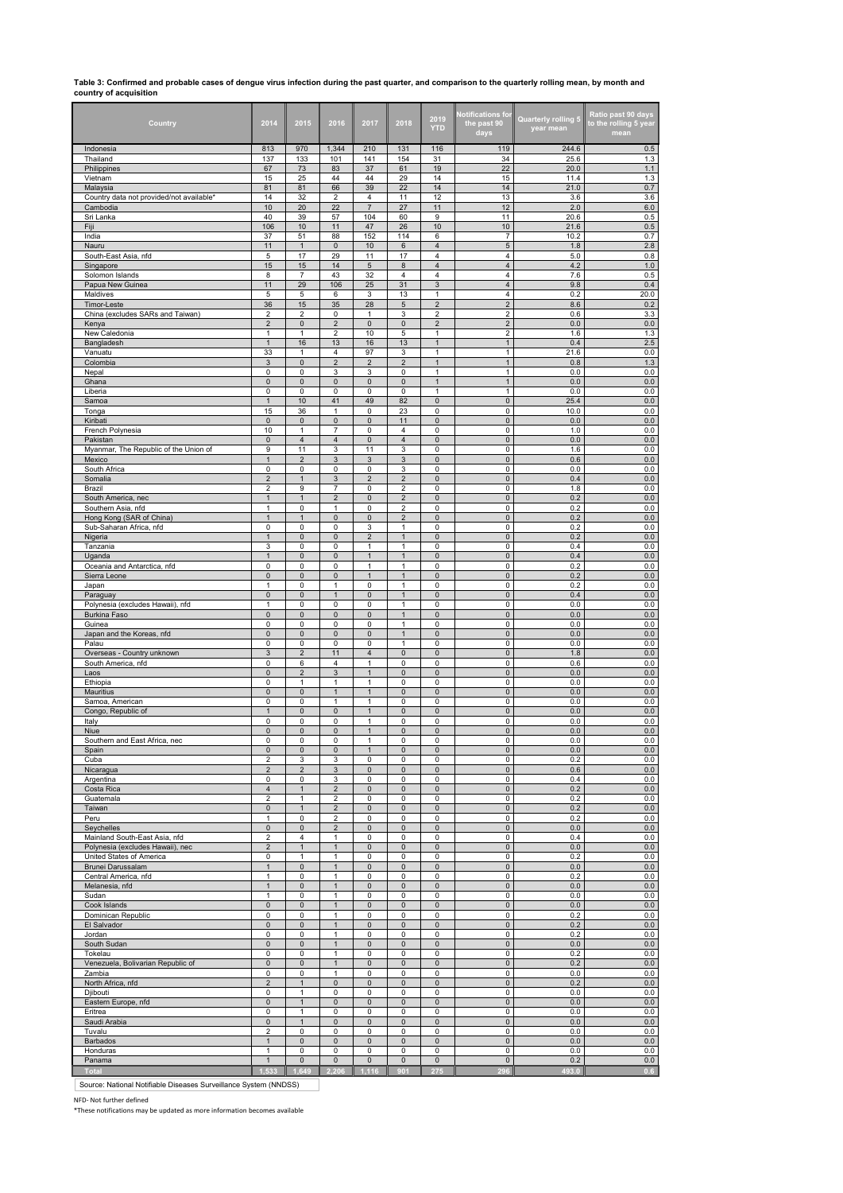**Table 3: Confirmed and probable cases of dengue virus infection during the past quarter, and comparison to the quarterly rolling mean, by month and country of acquisition**

| Country | 2014 | 2015 | 2016 | 2017 | 2018 | 2019 YTD | Notifications for the past 90 days | Quarterly rolling 5 year mean | Ratio past 90 days to the rolling 5 year mean |
|---|---|---|---|---|---|---|---|---|---|
| Indonesia | 813 | 970 | 1,344 | 210 | 131 | 116 | 119 | 244.6 | 0.5 |
| Thailand | 137 | 133 | 101 | 141 | 154 | 31 | 34 | 25.6 | 1.3 |
| Philippines | 67 | 73 | 83 | 37 | 61 | 19 | 22 | 20.0 | 1.1 |
| Vietnam | 15 | 25 | 44 | 44 | 29 | 14 | 15 | 11.4 | 1.3 |
| Malaysia | 81 | 81 | 66 | 39 | 22 | 14 | 14 | 21.0 | 0.7 |
| Country data not provided/not available* | 14 | 32 | 2 | 4 | 11 | 12 | 13 | 3.6 | 3.6 |
| Cambodia | 10 | 20 | 22 | 7 | 27 | 11 | 12 | 2.0 | 6.0 |
| Sri Lanka | 40 | 39 | 57 | 104 | 60 | 9 | 11 | 20.6 | 0.5 |
| Fiji | 106 | 10 | 11 | 47 | 26 | 10 | 10 | 21.6 | 0.5 |
| India | 37 | 51 | 88 | 152 | 114 | 6 | 7 | 10.2 | 0.7 |
| Nauru | 11 | 1 | 0 | 10 | 6 | 4 | 5 | 1.8 | 2.8 |
| South-East Asia, nfd | 5 | 17 | 29 | 11 | 17 | 4 | 4 | 5.0 | 0.8 |
| Singapore | 15 | 15 | 14 | 5 | 8 | 4 | 4 | 4.2 | 1.0 |
| Solomon Islands | 8 | 7 | 43 | 32 | 4 | 4 | 4 | 7.6 | 0.5 |
| Papua New Guinea | 11 | 29 | 106 | 25 | 31 | 3 | 4 | 9.8 | 0.4 |
| Maldives | 5 | 5 | 6 | 3 | 13 | 1 | 4 | 0.2 | 20.0 |
| Timor-Leste | 36 | 15 | 35 | 28 | 5 | 2 | 2 | 8.6 | 0.2 |
| China (excludes SARs and Taiwan) | 2 | 2 | 0 | 1 | 3 | 2 | 2 | 0.6 | 3.3 |
| Kenya | 2 | 0 | 2 | 0 | 0 | 2 | 2 | 0.0 | 0.0 |
| New Caledonia | 1 | 1 | 2 | 10 | 5 | 1 | 2 | 1.6 | 1.3 |
| Bangladesh | 1 | 16 | 13 | 16 | 13 | 1 | 1 | 0.4 | 2.5 |
| Vanuatu | 33 | 1 | 4 | 97 | 3 | 1 | 1 | 21.6 | 0.0 |
| Colombia | 3 | 0 | 2 | 2 | 2 | 1 | 1 | 0.8 | 1.3 |
| Nepal | 0 | 0 | 3 | 3 | 0 | 1 | 1 | 0.0 | 0.0 |
| Ghana | 0 | 0 | 0 | 0 | 0 | 1 | 1 | 0.0 | 0.0 |
| Liberia | 0 | 0 | 0 | 0 | 0 | 1 | 1 | 0.0 | 0.0 |
| Samoa | 1 | 10 | 41 | 49 | 82 | 0 | 0 | 25.4 | 0.0 |
| Tonga | 15 | 36 | 1 | 0 | 23 | 0 | 0 | 10.0 | 0.0 |
| Kiribati | 0 | 0 | 0 | 0 | 11 | 0 | 0 | 0.0 | 0.0 |
| French Polynesia | 10 | 1 | 7 | 0 | 4 | 0 | 0 | 1.0 | 0.0 |
| Pakistan | 0 | 4 | 4 | 0 | 4 | 0 | 0 | 0.0 | 0.0 |
| Myanmar, The Republic of the Union of | 9 | 11 | 3 | 11 | 3 | 0 | 0 | 1.6 | 0.0 |
| Mexico | 1 | 2 | 3 | 3 | 3 | 0 | 0 | 0.6 | 0.0 |
| South Africa | 0 | 0 | 0 | 0 | 3 | 0 | 0 | 0.0 | 0.0 |
| Somalia | 2 | 1 | 3 | 2 | 2 | 0 | 0 | 0.4 | 0.0 |
| Brazil | 2 | 9 | 7 | 0 | 2 | 0 | 0 | 1.8 | 0.0 |
| South America, nec | 1 | 1 | 2 | 0 | 2 | 0 | 0 | 0.2 | 0.0 |
| Southern Asia, nfd | 1 | 0 | 1 | 0 | 2 | 0 | 0 | 0.2 | 0.0 |
| Hong Kong (SAR of China) | 1 | 1 | 0 | 0 | 2 | 0 | 0 | 0.2 | 0.0 |
| Sub-Saharan Africa, nfd | 0 | 0 | 0 | 3 | 1 | 0 | 0 | 0.2 | 0.0 |
| Nigeria | 1 | 0 | 0 | 2 | 1 | 0 | 0 | 0.2 | 0.0 |
| Tanzania | 3 | 0 | 0 | 1 | 1 | 0 | 0 | 0.4 | 0.0 |
| Uganda | 1 | 0 | 0 | 1 | 1 | 0 | 0 | 0.4 | 0.0 |
| Oceania and Antarctica, nfd | 0 | 0 | 0 | 1 | 1 | 0 | 0 | 0.2 | 0.0 |
| Sierra Leone | 0 | 0 | 0 | 1 | 1 | 0 | 0 | 0.2 | 0.0 |
| Japan | 1 | 0 | 1 | 0 | 1 | 0 | 0 | 0.2 | 0.0 |
| Paraguay | 0 | 0 | 1 | 0 | 1 | 0 | 0 | 0.4 | 0.0 |
| Polynesia (excludes Hawaii), nfd | 1 | 0 | 0 | 0 | 1 | 0 | 0 | 0.0 | 0.0 |
| Burkina Faso | 0 | 0 | 0 | 0 | 1 | 0 | 0 | 0.0 | 0.0 |
| Guinea | 0 | 0 | 0 | 0 | 1 | 0 | 0 | 0.0 | 0.0 |
| Japan and the Koreas, nfd | 0 | 0 | 0 | 0 | 1 | 0 | 0 | 0.0 | 0.0 |
| Palau | 0 | 0 | 0 | 0 | 1 | 0 | 0 | 0.0 | 0.0 |
| Overseas - Country unknown | 3 | 2 | 11 | 4 | 0 | 0 | 0 | 1.8 | 0.0 |
| South America, nfd | 0 | 6 | 4 | 1 | 0 | 0 | 0 | 0.6 | 0.0 |
| Laos | 0 | 2 | 3 | 1 | 0 | 0 | 0 | 0.0 | 0.0 |
| Ethiopia | 0 | 1 | 1 | 1 | 0 | 0 | 0 | 0.0 | 0.0 |
| Mauritius | 0 | 0 | 1 | 1 | 0 | 0 | 0 | 0.0 | 0.0 |
| Samoa, American | 0 | 0 | 1 | 1 | 0 | 0 | 0 | 0.0 | 0.0 |
| Congo, Republic of | 1 | 0 | 0 | 1 | 0 | 0 | 0 | 0.0 | 0.0 |
| Italy | 0 | 0 | 0 | 1 | 0 | 0 | 0 | 0.0 | 0.0 |
| Niue | 0 | 0 | 0 | 1 | 0 | 0 | 0 | 0.0 | 0.0 |
| Southern and East Africa, nec | 0 | 0 | 0 | 1 | 0 | 0 | 0 | 0.0 | 0.0 |
| Spain | 0 | 0 | 0 | 1 | 0 | 0 | 0 | 0.0 | 0.0 |
| Cuba | 2 | 3 | 3 | 0 | 0 | 0 | 0 | 0.2 | 0.0 |
| Nicaragua | 2 | 2 | 3 | 0 | 0 | 0 | 0 | 0.6 | 0.0 |
| Argentina | 0 | 0 | 3 | 0 | 0 | 0 | 0 | 0.4 | 0.0 |
| Costa Rica | 4 | 1 | 2 | 0 | 0 | 0 | 0 | 0.2 | 0.0 |
| Guatemala | 2 | 1 | 2 | 0 | 0 | 0 | 0 | 0.2 | 0.0 |
| Taiwan | 0 | 1 | 2 | 0 | 0 | 0 | 0 | 0.2 | 0.0 |
| Peru | 1 | 0 | 2 | 0 | 0 | 0 | 0 | 0.2 | 0.0 |
| Seychelles | 0 | 0 | 2 | 0 | 0 | 0 | 0 | 0.0 | 0.0 |
| Mainland South-East Asia, nfd | 2 | 4 | 1 | 0 | 0 | 0 | 0 | 0.4 | 0.0 |
| Polynesia (excludes Hawaii), nec | 2 | 1 | 1 | 0 | 0 | 0 | 0 | 0.0 | 0.0 |
| United States of America | 0 | 1 | 1 | 0 | 0 | 0 | 0 | 0.2 | 0.0 |
| Brunei Darussalam | 1 | 0 | 1 | 0 | 0 | 0 | 0 | 0.0 | 0.0 |
| Central America, nfd | 1 | 0 | 1 | 0 | 0 | 0 | 0 | 0.2 | 0.0 |
| Melanesia, nfd | 1 | 0 | 1 | 0 | 0 | 0 | 0 | 0.0 | 0.0 |
| Sudan | 1 | 0 | 1 | 0 | 0 | 0 | 0 | 0.0 | 0.0 |
| Cook Islands | 0 | 0 | 1 | 0 | 0 | 0 | 0 | 0.0 | 0.0 |
| Dominican Republic | 0 | 0 | 1 | 0 | 0 | 0 | 0 | 0.2 | 0.0 |
| El Salvador | 0 | 0 | 1 | 0 | 0 | 0 | 0 | 0.2 | 0.0 |
| Jordan | 0 | 0 | 1 | 0 | 0 | 0 | 0 | 0.2 | 0.0 |
| South Sudan | 0 | 0 | 1 | 0 | 0 | 0 | 0 | 0.0 | 0.0 |
| Tokelau | 0 | 0 | 1 | 0 | 0 | 0 | 0 | 0.2 | 0.0 |
| Venezuela, Bolivarian Republic of | 0 | 0 | 1 | 0 | 0 | 0 | 0 | 0.2 | 0.0 |
| Zambia | 0 | 0 | 1 | 0 | 0 | 0 | 0 | 0.0 | 0.0 |
| North Africa, nfd | 2 | 1 | 0 | 0 | 0 | 0 | 0 | 0.2 | 0.0 |
| Djibouti | 0 | 1 | 0 | 0 | 0 | 0 | 0 | 0.0 | 0.0 |
| Eastern Europe, nfd | 0 | 1 | 0 | 0 | 0 | 0 | 0 | 0.0 | 0.0 |
| Eritrea | 0 | 1 | 0 | 0 | 0 | 0 | 0 | 0.0 | 0.0 |
| Saudi Arabia | 0 | 1 | 0 | 0 | 0 | 0 | 0 | 0.0 | 0.0 |
| Tuvalu | 2 | 0 | 0 | 0 | 0 | 0 | 0 | 0.0 | 0.0 |
| Barbados | 1 | 0 | 0 | 0 | 0 | 0 | 0 | 0.0 | 0.0 |
| Honduras | 1 | 0 | 0 | 0 | 0 | 0 | 0 | 0.0 | 0.0 |
| Panama | 1 | 0 | 0 | 0 | 0 | 0 | 0 | 0.2 | 0.0 |
| **Total** | **1,533** | **1,649** | **2,206** | **1,116** | **901** | **275** | **296** | **493.0** | **0.6** |

Source: National Notifiable Diseases Surveillance System (NNDSS)

NFD- Not further defined

*These notifications may be updated as more information becomes available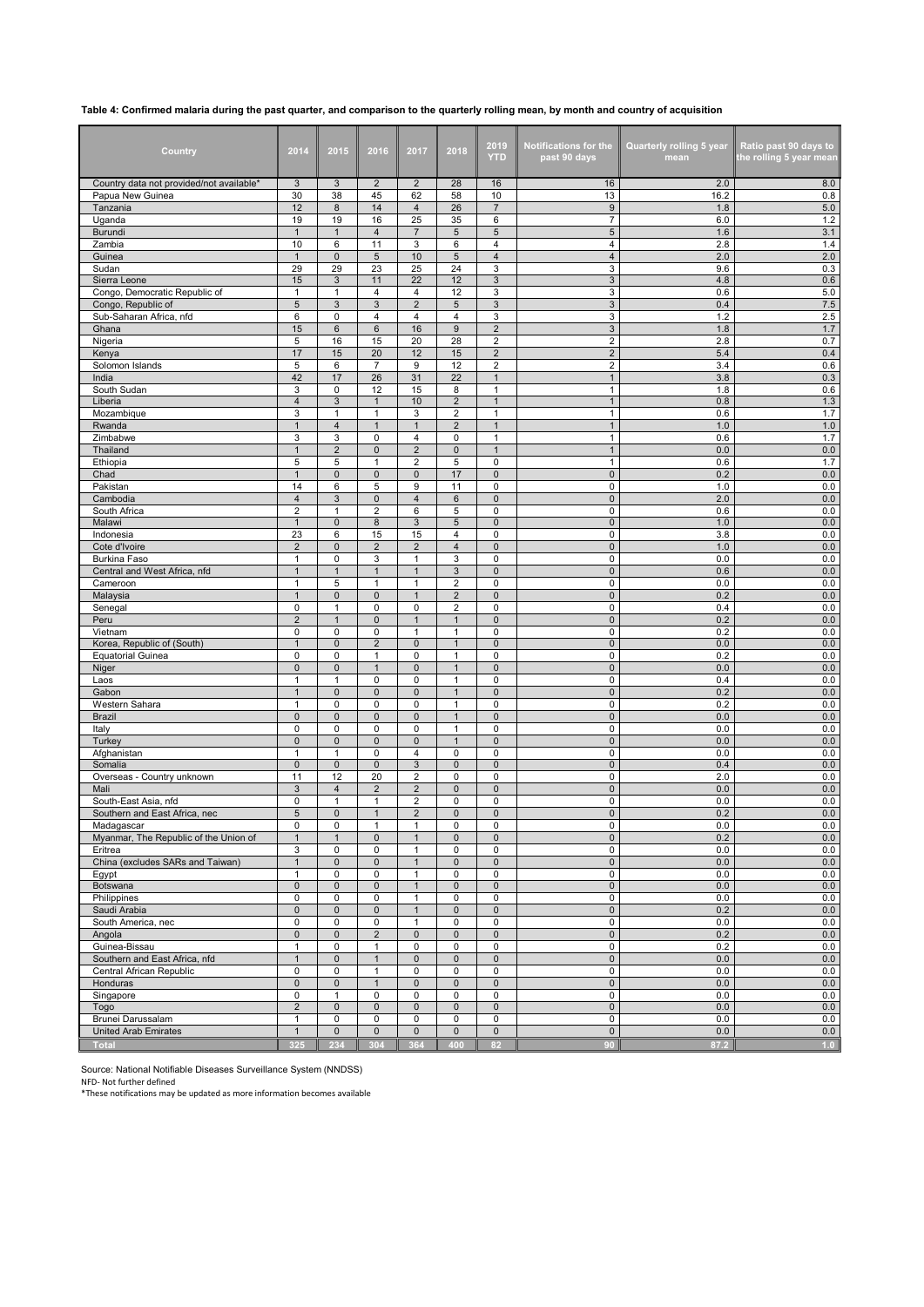**Table 4: Confirmed malaria during the past quarter, and comparison to the quarterly rolling mean, by month and country of acquisition**

| Country | 2014 | 2015 | 2016 | 2017 | 2018 | 2019 YTD | Notifications for the past 90 days | Quarterly rolling 5 year mean | Ratio past 90 days to the rolling 5 year mean |
|---|---|---|---|---|---|---|---|---|---|
| Country data not provided/not available* | 3 | 3 | 2 | 2 | 28 | 16 | 16 | 2.0 | 8.0 |
| Papua New Guinea | 30 | 38 | 45 | 62 | 58 | 10 | 13 | 16.2 | 0.8 |
| Tanzania | 12 | 8 | 14 | 4 | 26 | 7 | 9 | 1.8 | 5.0 |
| Uganda | 19 | 19 | 16 | 25 | 35 | 6 | 7 | 6.0 | 1.2 |
| Burundi | 1 | 1 | 4 | 7 | 5 | 5 | 5 | 1.6 | 3.1 |
| Zambia | 10 | 6 | 11 | 3 | 6 | 4 | 4 | 2.8 | 1.4 |
| Guinea | 1 | 0 | 5 | 10 | 5 | 4 | 4 | 2.0 | 2.0 |
| Sudan | 29 | 29 | 23 | 25 | 24 | 3 | 3 | 9.6 | 0.3 |
| Sierra Leone | 15 | 3 | 11 | 22 | 12 | 3 | 3 | 4.8 | 0.6 |
| Congo, Democratic Republic of | 1 | 1 | 4 | 4 | 12 | 3 | 3 | 0.6 | 5.0 |
| Congo, Republic of | 5 | 3 | 3 | 2 | 5 | 3 | 3 | 0.4 | 7.5 |
| Sub-Saharan Africa, nfd | 6 | 0 | 4 | 4 | 4 | 3 | 3 | 1.2 | 2.5 |
| Ghana | 15 | 6 | 6 | 16 | 9 | 2 | 3 | 1.8 | 1.7 |
| Nigeria | 5 | 16 | 15 | 20 | 28 | 2 | 2 | 2.8 | 0.7 |
| Kenya | 17 | 15 | 20 | 12 | 15 | 2 | 2 | 5.4 | 0.4 |
| Solomon Islands | 5 | 6 | 7 | 9 | 12 | 2 | 2 | 3.4 | 0.6 |
| India | 42 | 17 | 26 | 31 | 22 | 1 | 1 | 3.8 | 0.3 |
| South Sudan | 3 | 0 | 12 | 15 | 8 | 1 | 1 | 1.8 | 0.6 |
| Liberia | 4 | 3 | 1 | 10 | 2 | 1 | 1 | 0.8 | 1.3 |
| Mozambique | 3 | 1 | 1 | 3 | 2 | 1 | 1 | 0.6 | 1.7 |
| Rwanda | 1 | 4 | 1 | 1 | 2 | 1 | 1 | 1.0 | 1.0 |
| Zimbabwe | 3 | 3 | 0 | 4 | 0 | 1 | 1 | 0.6 | 1.7 |
| Thailand | 1 | 2 | 0 | 2 | 0 | 1 | 1 | 0.0 | 0.0 |
| Ethiopia | 5 | 5 | 1 | 2 | 5 | 0 | 1 | 0.6 | 1.7 |
| Chad | 1 | 0 | 0 | 0 | 17 | 0 | 0 | 0.2 | 0.0 |
| Pakistan | 14 | 6 | 5 | 9 | 11 | 0 | 0 | 1.0 | 0.0 |
| Cambodia | 4 | 3 | 0 | 4 | 6 | 0 | 0 | 2.0 | 0.0 |
| South Africa | 2 | 1 | 2 | 6 | 5 | 0 | 0 | 0.6 | 0.0 |
| Malawi | 1 | 0 | 8 | 3 | 5 | 0 | 0 | 1.0 | 0.0 |
| Indonesia | 23 | 6 | 15 | 15 | 4 | 0 | 0 | 3.8 | 0.0 |
| Cote d'Ivoire | 2 | 0 | 2 | 2 | 4 | 0 | 0 | 1.0 | 0.0 |
| Burkina Faso | 1 | 0 | 3 | 1 | 3 | 0 | 0 | 0.0 | 0.0 |
| Central and West Africa, nfd | 1 | 1 | 1 | 1 | 3 | 0 | 0 | 0.6 | 0.0 |
| Cameroon | 1 | 5 | 1 | 1 | 2 | 0 | 0 | 0.0 | 0.0 |
| Malaysia | 1 | 0 | 0 | 1 | 2 | 0 | 0 | 0.2 | 0.0 |
| Senegal | 0 | 1 | 0 | 0 | 2 | 0 | 0 | 0.4 | 0.0 |
| Peru | 2 | 1 | 0 | 1 | 1 | 0 | 0 | 0.2 | 0.0 |
| Vietnam | 0 | 0 | 0 | 1 | 1 | 0 | 0 | 0.2 | 0.0 |
| Korea, Republic of (South) | 1 | 0 | 2 | 0 | 1 | 0 | 0 | 0.0 | 0.0 |
| Equatorial Guinea | 0 | 0 | 1 | 0 | 1 | 0 | 0 | 0.2 | 0.0 |
| Niger | 0 | 0 | 1 | 0 | 1 | 0 | 0 | 0.0 | 0.0 |
| Laos | 1 | 1 | 0 | 0 | 1 | 0 | 0 | 0.4 | 0.0 |
| Gabon | 1 | 0 | 0 | 0 | 1 | 0 | 0 | 0.2 | 0.0 |
| Western Sahara | 1 | 0 | 0 | 0 | 1 | 0 | 0 | 0.2 | 0.0 |
| Brazil | 0 | 0 | 0 | 0 | 1 | 0 | 0 | 0.0 | 0.0 |
| Italy | 0 | 0 | 0 | 0 | 1 | 0 | 0 | 0.0 | 0.0 |
| Turkey | 0 | 0 | 0 | 0 | 1 | 0 | 0 | 0.0 | 0.0 |
| Afghanistan | 1 | 1 | 0 | 4 | 0 | 0 | 0 | 0.0 | 0.0 |
| Somalia | 0 | 0 | 0 | 3 | 0 | 0 | 0 | 0.4 | 0.0 |
| Overseas - Country unknown | 11 | 12 | 20 | 2 | 0 | 0 | 0 | 2.0 | 0.0 |
| Mali | 3 | 4 | 2 | 2 | 0 | 0 | 0 | 0.0 | 0.0 |
| South-East Asia, nfd | 0 | 1 | 1 | 2 | 0 | 0 | 0 | 0.0 | 0.0 |
| Southern and East Africa, nec | 5 | 0 | 1 | 2 | 0 | 0 | 0 | 0.2 | 0.0 |
| Madagascar | 0 | 0 | 1 | 1 | 0 | 0 | 0 | 0.0 | 0.0 |
| Myanmar, The Republic of the Union of | 1 | 1 | 0 | 1 | 0 | 0 | 0 | 0.2 | 0.0 |
| Eritrea | 3 | 0 | 0 | 1 | 0 | 0 | 0 | 0.0 | 0.0 |
| China (excludes SARs and Taiwan) | 1 | 0 | 0 | 1 | 0 | 0 | 0 | 0.0 | 0.0 |
| Egypt | 1 | 0 | 0 | 1 | 0 | 0 | 0 | 0.0 | 0.0 |
| Botswana | 0 | 0 | 0 | 1 | 0 | 0 | 0 | 0.0 | 0.0 |
| Philippines | 0 | 0 | 0 | 1 | 0 | 0 | 0 | 0.0 | 0.0 |
| Saudi Arabia | 0 | 0 | 0 | 1 | 0 | 0 | 0 | 0.2 | 0.0 |
| South America, nec | 0 | 0 | 0 | 1 | 0 | 0 | 0 | 0.0 | 0.0 |
| Angola | 0 | 0 | 2 | 0 | 0 | 0 | 0 | 0.2 | 0.0 |
| Guinea-Bissau | 1 | 0 | 1 | 0 | 0 | 0 | 0 | 0.2 | 0.0 |
| Southern and East Africa, nfd | 1 | 0 | 1 | 0 | 0 | 0 | 0 | 0.0 | 0.0 |
| Central African Republic | 0 | 0 | 1 | 0 | 0 | 0 | 0 | 0.0 | 0.0 |
| Honduras | 0 | 0 | 1 | 0 | 0 | 0 | 0 | 0.0 | 0.0 |
| Singapore | 0 | 1 | 0 | 0 | 0 | 0 | 0 | 0.0 | 0.0 |
| Togo | 2 | 0 | 0 | 0 | 0 | 0 | 0 | 0.0 | 0.0 |
| Brunei Darussalam | 1 | 0 | 0 | 0 | 0 | 0 | 0 | 0.0 | 0.0 |
| United Arab Emirates | 1 | 0 | 0 | 0 | 0 | 0 | 0 | 0.0 | 0.0 |
| **Total** | **325** | **234** | **304** | **364** | **400** | **82** | **90** | **87.2** | **1.0** |

Source: National Notifiable Diseases Surveillance System (NNDSS)

NFD- Not further defined

*These notifications may be updated as more information becomes available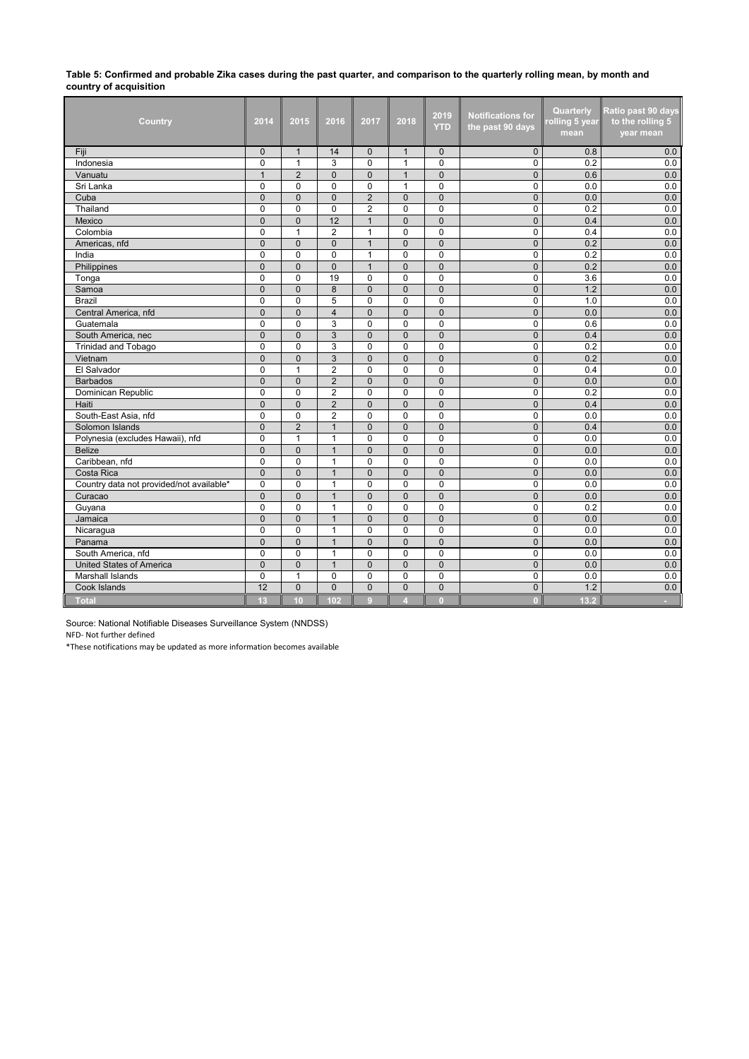**Table 5: Confirmed and probable Zika cases during the past quarter, and comparison to the quarterly rolling mean, by month and country of acquisition**

| Country | 2014 | 2015 | 2016 | 2017 | 2018 | 2019 YTD | Notifications for the past 90 days | Quarterly rolling 5 year mean | Ratio past 90 days to the rolling 5 year mean |
|---|---|---|---|---|---|---|---|---|---|
| Fiji | 0 | 1 | 14 | 0 | 1 | 0 | 0 | 0.8 | 0.0 |
| Indonesia | 0 | 1 | 3 | 0 | 1 | 0 | 0 | 0.2 | 0.0 |
| Vanuatu | 1 | 2 | 0 | 0 | 1 | 0 | 0 | 0.6 | 0.0 |
| Sri Lanka | 0 | 0 | 0 | 0 | 1 | 0 | 0 | 0.0 | 0.0 |
| Cuba | 0 | 0 | 0 | 2 | 0 | 0 | 0 | 0.0 | 0.0 |
| Thailand | 0 | 0 | 0 | 2 | 0 | 0 | 0 | 0.2 | 0.0 |
| Mexico | 0 | 0 | 12 | 1 | 0 | 0 | 0 | 0.4 | 0.0 |
| Colombia | 0 | 1 | 2 | 1 | 0 | 0 | 0 | 0.4 | 0.0 |
| Americas, nfd | 0 | 0 | 0 | 1 | 0 | 0 | 0 | 0.2 | 0.0 |
| India | 0 | 0 | 0 | 1 | 0 | 0 | 0 | 0.2 | 0.0 |
| Philippines | 0 | 0 | 0 | 1 | 0 | 0 | 0 | 0.2 | 0.0 |
| Tonga | 0 | 0 | 19 | 0 | 0 | 0 | 0 | 3.6 | 0.0 |
| Samoa | 0 | 0 | 8 | 0 | 0 | 0 | 0 | 1.2 | 0.0 |
| Brazil | 0 | 0 | 5 | 0 | 0 | 0 | 0 | 1.0 | 0.0 |
| Central America, nfd | 0 | 0 | 4 | 0 | 0 | 0 | 0 | 0.0 | 0.0 |
| Guatemala | 0 | 0 | 3 | 0 | 0 | 0 | 0 | 0.6 | 0.0 |
| South America, nec | 0 | 0 | 3 | 0 | 0 | 0 | 0 | 0.4 | 0.0 |
| Trinidad and Tobago | 0 | 0 | 3 | 0 | 0 | 0 | 0 | 0.2 | 0.0 |
| Vietnam | 0 | 0 | 3 | 0 | 0 | 0 | 0 | 0.2 | 0.0 |
| El Salvador | 0 | 1 | 2 | 0 | 0 | 0 | 0 | 0.4 | 0.0 |
| Barbados | 0 | 0 | 2 | 0 | 0 | 0 | 0 | 0.0 | 0.0 |
| Dominican Republic | 0 | 0 | 2 | 0 | 0 | 0 | 0 | 0.2 | 0.0 |
| Haiti | 0 | 0 | 2 | 0 | 0 | 0 | 0 | 0.4 | 0.0 |
| South-East Asia, nfd | 0 | 0 | 2 | 0 | 0 | 0 | 0 | 0.0 | 0.0 |
| Solomon Islands | 0 | 2 | 1 | 0 | 0 | 0 | 0 | 0.4 | 0.0 |
| Polynesia (excludes Hawaii), nfd | 0 | 1 | 1 | 0 | 0 | 0 | 0 | 0.0 | 0.0 |
| Belize | 0 | 0 | 1 | 0 | 0 | 0 | 0 | 0.0 | 0.0 |
| Caribbean, nfd | 0 | 0 | 1 | 0 | 0 | 0 | 0 | 0.0 | 0.0 |
| Costa Rica | 0 | 0 | 1 | 0 | 0 | 0 | 0 | 0.0 | 0.0 |
| Country data not provided/not available* | 0 | 0 | 1 | 0 | 0 | 0 | 0 | 0.0 | 0.0 |
| Curacao | 0 | 0 | 1 | 0 | 0 | 0 | 0 | 0.0 | 0.0 |
| Guyana | 0 | 0 | 1 | 0 | 0 | 0 | 0 | 0.2 | 0.0 |
| Jamaica | 0 | 0 | 1 | 0 | 0 | 0 | 0 | 0.0 | 0.0 |
| Nicaragua | 0 | 0 | 1 | 0 | 0 | 0 | 0 | 0.0 | 0.0 |
| Panama | 0 | 0 | 1 | 0 | 0 | 0 | 0 | 0.0 | 0.0 |
| South America, nfd | 0 | 0 | 1 | 0 | 0 | 0 | 0 | 0.0 | 0.0 |
| United States of America | 0 | 0 | 1 | 0 | 0 | 0 | 0 | 0.0 | 0.0 |
| Marshall Islands | 0 | 1 | 0 | 0 | 0 | 0 | 0 | 0.0 | 0.0 |
| Cook Islands | 12 | 0 | 0 | 0 | 0 | 0 | 0 | 1.2 | 0.0 |
| **Total** | **13** | **10** | **102** | **9** | **4** | **0** | **0** | **13.2** | **-** |

Source: National Notifiable Diseases Surveillance System (NNDSS)

NFD- Not further defined

*These notifications may be updated as more information becomes available